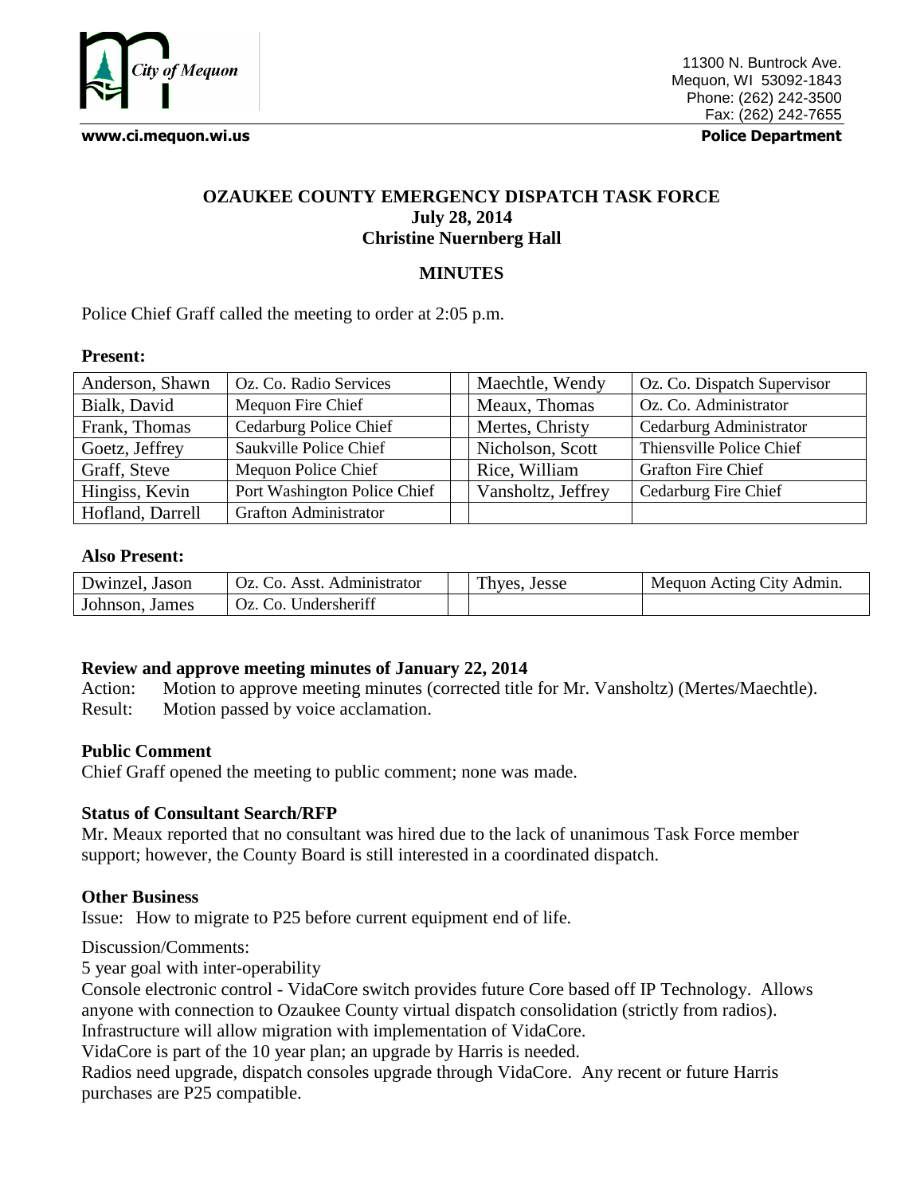City of Mequon

11300 N. Buntrock Ave.
Mequon, WI 53092-1843
Phone: (262) 242-3500
Fax: (262) 242-7655

**www.ci.mequon.wi.us** **Police Department**

## OZAUKEE COUNTY EMERGENCY DISPATCH TASK FORCE
**July 28, 2014**
**Christine Nuernberg Hall**

### MINUTES

Police Chief Graff called the meeting to order at 2:05 p.m.

**Present:**

| | | | | |
|---|---|---|---|---|
| Anderson, Shawn | Oz. Co. Radio Services | | Maechtle, Wendy | Oz. Co. Dispatch Supervisor |
| Bialk, David | Mequon Fire Chief | | Meaux, Thomas | Oz. Co. Administrator |
| Frank, Thomas | Cedarburg Police Chief | | Mertes, Christy | Cedarburg Administrator |
| Goetz, Jeffrey | Saukville Police Chief | | Nicholson, Scott | Thiensville Police Chief |
| Graff, Steve | Mequon Police Chief | | Rice, William | Grafton Fire Chief |
| Hingiss, Kevin | Port Washington Police Chief | | Vansholtz, Jeffrey | Cedarburg Fire Chief |
| Hofland, Darrell | Grafton Administrator | | | |

**Also Present:**

| | | | | |
|---|---|---|---|---|
| Dwinzel, Jason | Oz. Co. Asst. Administrator | | Thyes, Jesse | Mequon Acting City Admin. |
| Johnson, James | Oz. Co. Undersheriff | | | |

**Review and approve meeting minutes of January 22, 2014**

Action: Motion to approve meeting minutes (corrected title for Mr. Vansholtz) (Mertes/Maechtle).
Result: Motion passed by voice acclamation.

**Public Comment**

Chief Graff opened the meeting to public comment; none was made.

**Status of Consultant Search/RFP**

Mr. Meaux reported that no consultant was hired due to the lack of unanimous Task Force member support; however, the County Board is still interested in a coordinated dispatch.

**Other Business**

Issue: How to migrate to P25 before current equipment end of life.

Discussion/Comments:
5 year goal with inter-operability
Console electronic control - VidaCore switch provides future Core based off IP Technology. Allows anyone with connection to Ozaukee County virtual dispatch consolidation (strictly from radios).
Infrastructure will allow migration with implementation of VidaCore.
VidaCore is part of the 10 year plan; an upgrade by Harris is needed.
Radios need upgrade, dispatch consoles upgrade through VidaCore. Any recent or future Harris purchases are P25 compatible.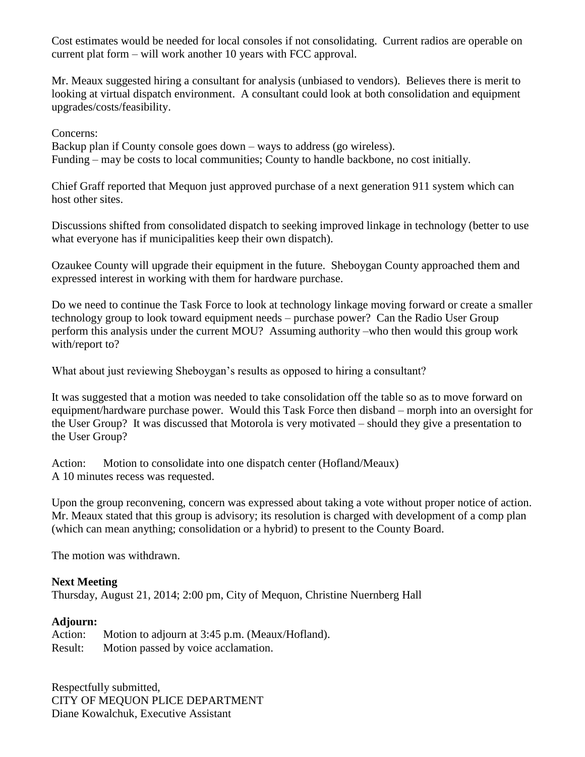Cost estimates would be needed for local consoles if not consolidating. Current radios are operable on current plat form – will work another 10 years with FCC approval.

Mr. Meaux suggested hiring a consultant for analysis (unbiased to vendors). Believes there is merit to looking at virtual dispatch environment. A consultant could look at both consolidation and equipment upgrades/costs/feasibility.

Concerns:
Backup plan if County console goes down – ways to address (go wireless).
Funding – may be costs to local communities; County to handle backbone, no cost initially.

Chief Graff reported that Mequon just approved purchase of a next generation 911 system which can host other sites.

Discussions shifted from consolidated dispatch to seeking improved linkage in technology (better to use what everyone has if municipalities keep their own dispatch).

Ozaukee County will upgrade their equipment in the future. Sheboygan County approached them and expressed interest in working with them for hardware purchase.

Do we need to continue the Task Force to look at technology linkage moving forward or create a smaller technology group to look toward equipment needs – purchase power? Can the Radio User Group perform this analysis under the current MOU? Assuming authority –who then would this group work with/report to?

What about just reviewing Sheboygan's results as opposed to hiring a consultant?

It was suggested that a motion was needed to take consolidation off the table so as to move forward on equipment/hardware purchase power. Would this Task Force then disband – morph into an oversight for the User Group? It was discussed that Motorola is very motivated – should they give a presentation to the User Group?

Action: Motion to consolidate into one dispatch center (Hofland/Meaux)
A 10 minutes recess was requested.

Upon the group reconvening, concern was expressed about taking a vote without proper notice of action. Mr. Meaux stated that this group is advisory; its resolution is charged with development of a comp plan (which can mean anything; consolidation or a hybrid) to present to the County Board.

The motion was withdrawn.

**Next Meeting**
Thursday, August 21, 2014; 2:00 pm, City of Mequon, Christine Nuernberg Hall

**Adjourn:**
Action: Motion to adjourn at 3:45 p.m. (Meaux/Hofland).
Result: Motion passed by voice acclamation.

Respectfully submitted,
CITY OF MEQUON PLICE DEPARTMENT
Diane Kowalchuk, Executive Assistant